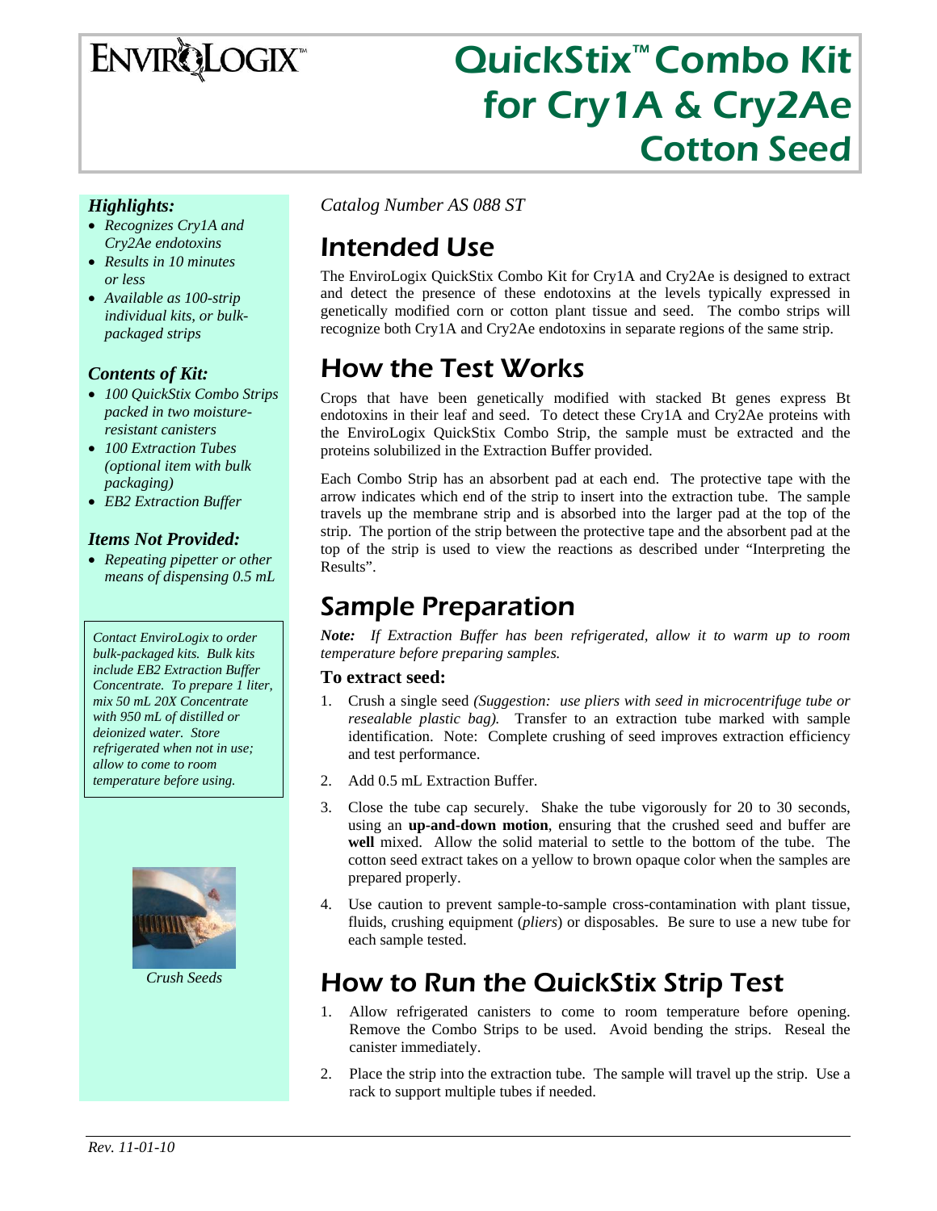# EnviroLogix™

# QuickStix™ Combo Kit for Cry1A & Cry2Ae Cotton Seed

*Catalog Number AS 088 ST*

## Intended Use

The EnviroLogix QuickStix Combo Kit for Cry1A and Cry2Ae is designed to extract and detect the presence of these endotoxins at the levels typically expressed in genetically modified corn or cotton plant tissue and seed. The combo strips will recognize both Cry1A and Cry2Ae endotoxins in separate regions of the same strip.

## How the Test Works

Crops that have been genetically modified with stacked Bt genes express Bt endotoxins in their leaf and seed. To detect these Cry1A and Cry2Ae proteins with the EnviroLogix QuickStix Combo Strip, the sample must be extracted and the proteins solubilized in the Extraction Buffer provided.

Each Combo Strip has an absorbent pad at each end. The protective tape with the arrow indicates which end of the strip to insert into the extraction tube. The sample travels up the membrane strip and is absorbed into the larger pad at the top of the strip. The portion of the strip between the protective tape and the absorbent pad at the top of the strip is used to view the reactions as described under "Interpreting the Results".

## Sample Preparation

***Note:** If Extraction Buffer has been refrigerated, allow it to warm up to room temperature before preparing samples.*

### To extract seed:

1. Crush a single seed *(Suggestion: use pliers with seed in microcentrifuge tube or resealable plastic bag).* Transfer to an extraction tube marked with sample identification. Note: Complete crushing of seed improves extraction efficiency and test performance.
2. Add 0.5 mL Extraction Buffer.
3. Close the tube cap securely. Shake the tube vigorously for 20 to 30 seconds, using an **up-and-down motion**, ensuring that the crushed seed and buffer are **well** mixed. Allow the solid material to settle to the bottom of the tube. The cotton seed extract takes on a yellow to brown opaque color when the samples are prepared properly.
4. Use caution to prevent sample-to-sample cross-contamination with plant tissue, fluids, crushing equipment (*pliers*) or disposables. Be sure to use a new tube for each sample tested.

## How to Run the QuickStix Strip Test

1. Allow refrigerated canisters to come to room temperature before opening. Remove the Combo Strips to be used. Avoid bending the strips. Reseal the canister immediately.
2. Place the strip into the extraction tube. The sample will travel up the strip. Use a rack to support multiple tubes if needed.

---

### *Highlights:*

- *Recognizes Cry1A and Cry2Ae endotoxins*
- *Results in 10 minutes or less*
- *Available as 100-strip individual kits, or bulk-packaged strips*

### *Contents of Kit:*

- *100 QuickStix Combo Strips packed in two moisture-resistant canisters*
- *100 Extraction Tubes (optional item with bulk packaging)*
- *EB2 Extraction Buffer*

### *Items Not Provided:*

- *Repeating pipetter or other means of dispensing 0.5 mL*

*Contact EnviroLogix to order bulk-packaged kits. Bulk kits include EB2 Extraction Buffer Concentrate. To prepare 1 liter, mix 50 mL 20X Concentrate with 950 mL of distilled or deionized water. Store refrigerated when not in use; allow to come to room temperature before using.*

*Crush Seeds*

Rev. 11-01-10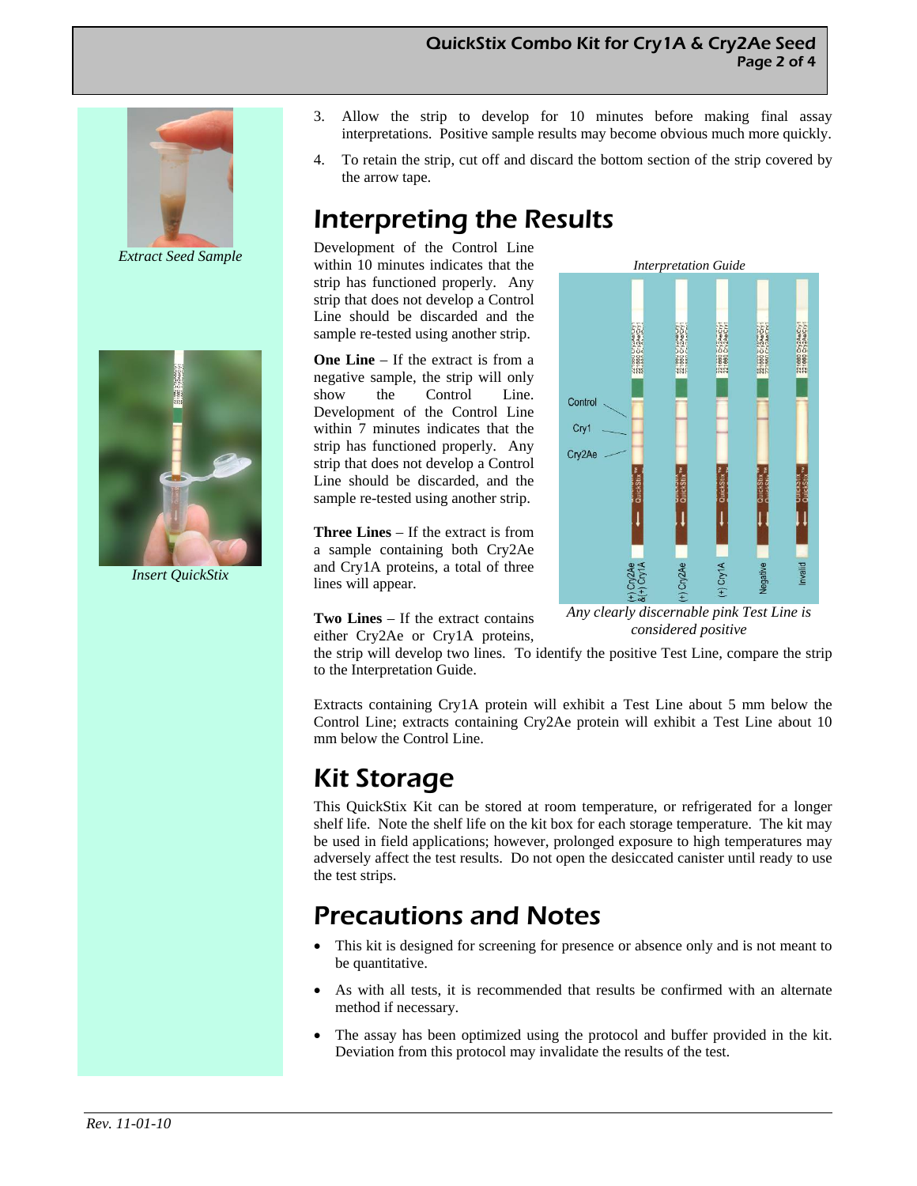*Extract Seed Sample*

*Insert QuickStix*

3. Allow the strip to develop for 10 minutes before making final assay interpretations. Positive sample results may become obvious much more quickly.
4. To retain the strip, cut off and discard the bottom section of the strip covered by the arrow tape.

## Interpreting the Results

Development of the Control Line within 10 minutes indicates that the strip has functioned properly. Any strip that does not develop a Control Line should be discarded and the sample re-tested using another strip.

**One Line** – If the extract is from a negative sample, the strip will only show the Control Line. Development of the Control Line within 7 minutes indicates that the strip has functioned properly. Any strip that does not develop a Control Line should be discarded, and the sample re-tested using another strip.

**Three Lines** – If the extract is from a sample containing both Cry2Ae and Cry1A proteins, a total of three lines will appear.

**Two Lines** – If the extract contains either Cry2Ae or Cry1A proteins, the strip will develop two lines. To identify the positive Test Line, compare the strip to the Interpretation Guide.

*Interpretation Guide*

*Any clearly discernable pink Test Line is considered positive*

Extracts containing Cry1A protein will exhibit a Test Line about 5 mm below the Control Line; extracts containing Cry2Ae protein will exhibit a Test Line about 10 mm below the Control Line.

## Kit Storage

This QuickStix Kit can be stored at room temperature, or refrigerated for a longer shelf life. Note the shelf life on the kit box for each storage temperature. The kit may be used in field applications; however, prolonged exposure to high temperatures may adversely affect the test results. Do not open the desiccated canister until ready to use the test strips.

## Precautions and Notes

- This kit is designed for screening for presence or absence only and is not meant to be quantitative.
- As with all tests, it is recommended that results be confirmed with an alternate method if necessary.
- The assay has been optimized using the protocol and buffer provided in the kit. Deviation from this protocol may invalidate the results of the test.

*Rev. 11-01-10*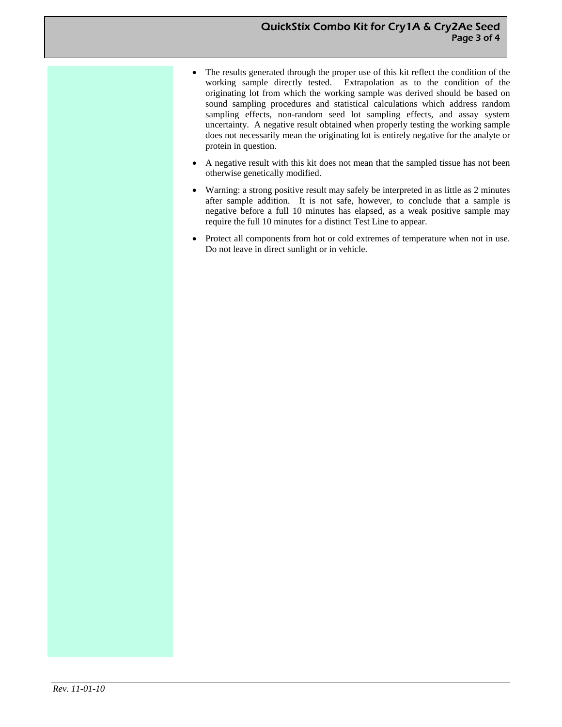- The results generated through the proper use of this kit reflect the condition of the working sample directly tested. Extrapolation as to the condition of the originating lot from which the working sample was derived should be based on sound sampling procedures and statistical calculations which address random sampling effects, non-random seed lot sampling effects, and assay system uncertainty. A negative result obtained when properly testing the working sample does not necessarily mean the originating lot is entirely negative for the analyte or protein in question.
- A negative result with this kit does not mean that the sampled tissue has not been otherwise genetically modified.
- Warning: a strong positive result may safely be interpreted in as little as 2 minutes after sample addition. It is not safe, however, to conclude that a sample is negative before a full 10 minutes has elapsed, as a weak positive sample may require the full 10 minutes for a distinct Test Line to appear.
- Protect all components from hot or cold extremes of temperature when not in use. Do not leave in direct sunlight or in vehicle.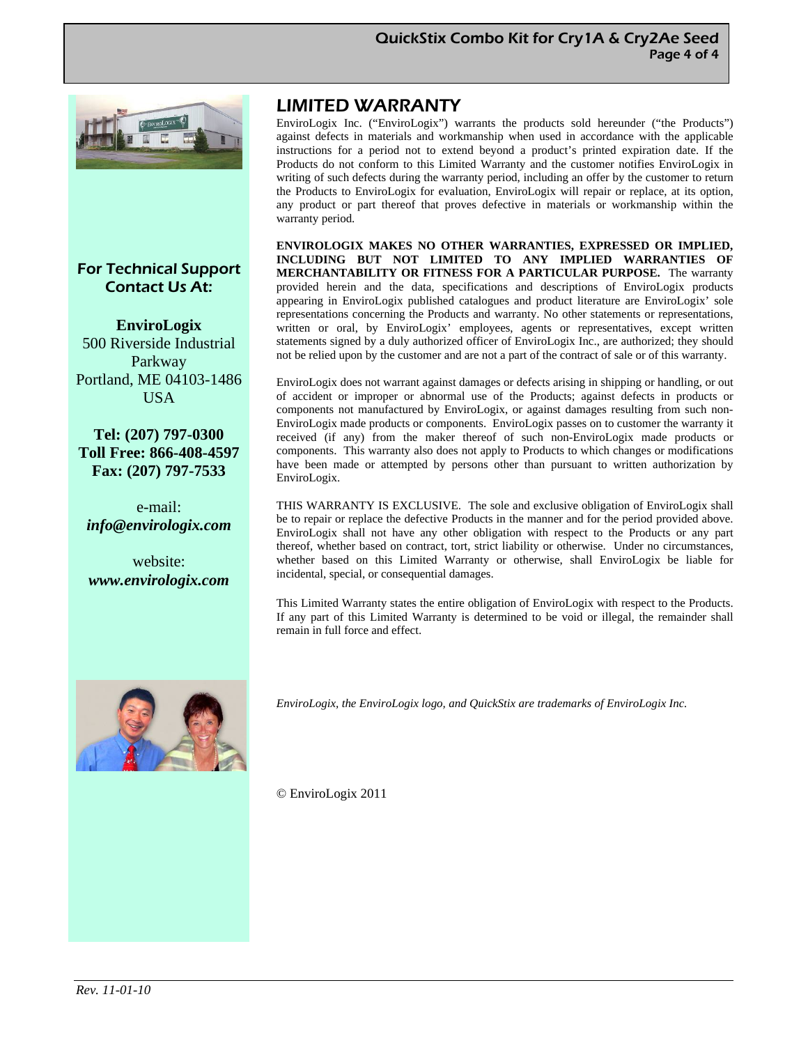## For Technical Support Contact Us At:

**EnviroLogix**
500 Riverside Industrial Parkway
Portland, ME 04103-1486
USA

**Tel: (207) 797-0300**
**Toll Free: 866-408-4597**
**Fax: (207) 797-7533**

e-mail:
***info@envirologix.com***

website:
***www.envirologix.com***

# LIMITED WARRANTY

EnviroLogix Inc. ("EnviroLogix") warrants the products sold hereunder ("the Products") against defects in materials and workmanship when used in accordance with the applicable instructions for a period not to extend beyond a product's printed expiration date. If the Products do not conform to this Limited Warranty and the customer notifies EnviroLogix in writing of such defects during the warranty period, including an offer by the customer to return the Products to EnviroLogix for evaluation, EnviroLogix will repair or replace, at its option, any product or part thereof that proves defective in materials or workmanship within the warranty period.

**ENVIROLOGIX MAKES NO OTHER WARRANTIES, EXPRESSED OR IMPLIED, INCLUDING BUT NOT LIMITED TO ANY IMPLIED WARRANTIES OF MERCHANTABILITY OR FITNESS FOR A PARTICULAR PURPOSE.** The warranty provided herein and the data, specifications and descriptions of EnviroLogix products appearing in EnviroLogix published catalogues and product literature are EnviroLogix' sole representations concerning the Products and warranty. No other statements or representations, written or oral, by EnviroLogix' employees, agents or representatives, except written statements signed by a duly authorized officer of EnviroLogix Inc., are authorized; they should not be relied upon by the customer and are not a part of the contract of sale or of this warranty.

EnviroLogix does not warrant against damages or defects arising in shipping or handling, or out of accident or improper or abnormal use of the Products; against defects in products or components not manufactured by EnviroLogix, or against damages resulting from such non-EnviroLogix made products or components. EnviroLogix passes on to customer the warranty it received (if any) from the maker thereof of such non-EnviroLogix made products or components. This warranty also does not apply to Products to which changes or modifications have been made or attempted by persons other than pursuant to written authorization by EnviroLogix.

THIS WARRANTY IS EXCLUSIVE. The sole and exclusive obligation of EnviroLogix shall be to repair or replace the defective Products in the manner and for the period provided above. EnviroLogix shall not have any other obligation with respect to the Products or any part thereof, whether based on contract, tort, strict liability or otherwise. Under no circumstances, whether based on this Limited Warranty or otherwise, shall EnviroLogix be liable for incidental, special, or consequential damages.

This Limited Warranty states the entire obligation of EnviroLogix with respect to the Products. If any part of this Limited Warranty is determined to be void or illegal, the remainder shall remain in full force and effect.

*EnviroLogix, the EnviroLogix logo, and QuickStix are trademarks of EnviroLogix Inc.*

© EnviroLogix 2011

*Rev. 11-01-10*